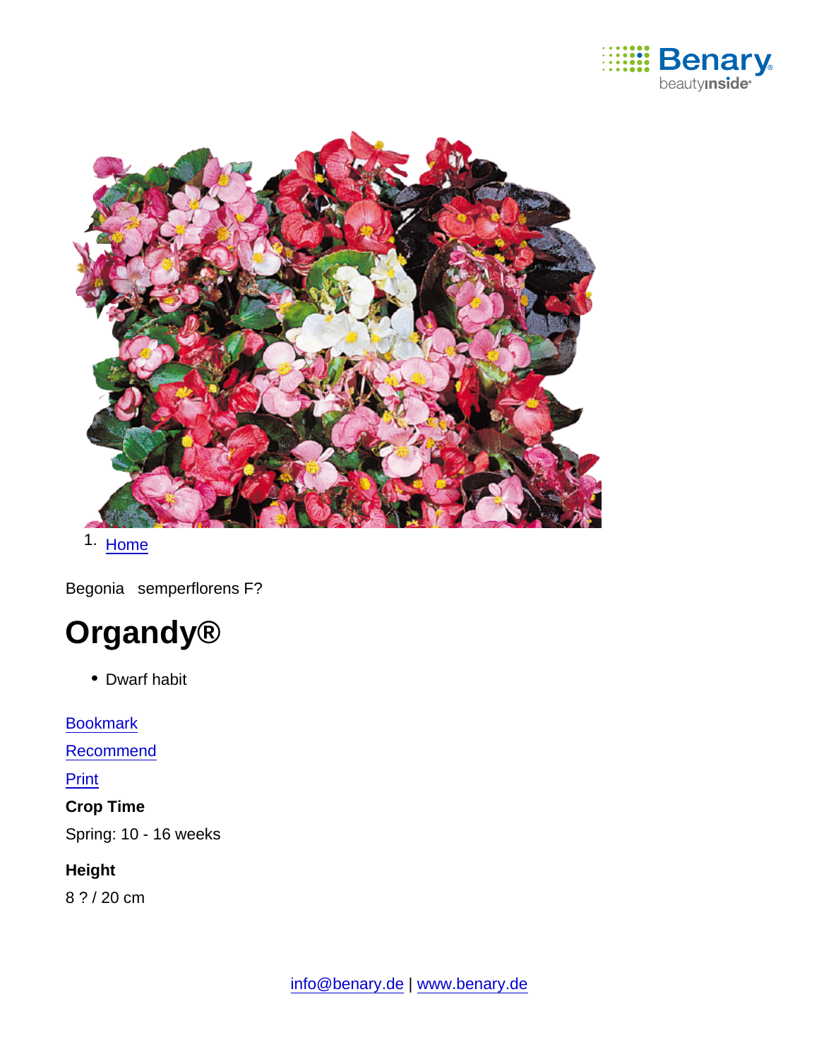1. Home

Begonia semperflorens F?

# Organdy®

- Dwarf habit

Bookmark

Recommend

Print

**Crop Time**

Spring: 10 - 16 weeks

**Height**

8 ? / 20 cm

info@benary.de | www.benary.de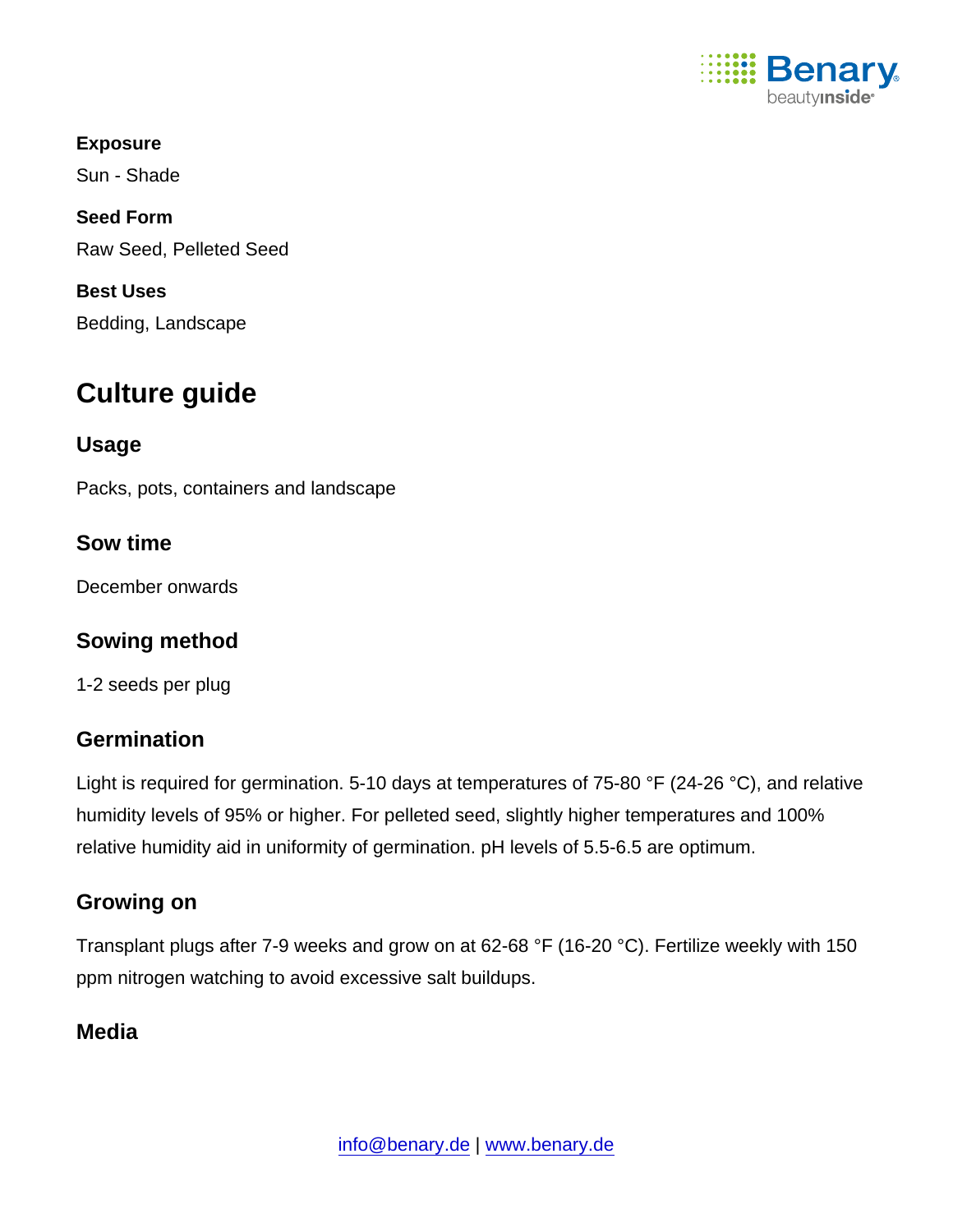**Exposure**

Sun - Shade

**Seed Form**

Raw Seed, Pelleted Seed

**Best Uses**

Bedding, Landscape

## Culture guide

### Usage

Packs, pots, containers and landscape

### Sow time

December onwards

### Sowing method

1-2 seeds per plug

### Germination

Light is required for germination. 5-10 days at temperatures of 75-80 °F (24-26 °C), and relative humidity levels of 95% or higher. For pelleted seed, slightly higher temperatures and 100% relative humidity aid in uniformity of germination. pH levels of 5.5-6.5 are optimum.

### Growing on

Transplant plugs after 7-9 weeks and grow on at 62-68 °F (16-20 °C). Fertilize weekly with 150 ppm nitrogen watching to avoid excessive salt buildups.

### Media

info@benary.de | www.benary.de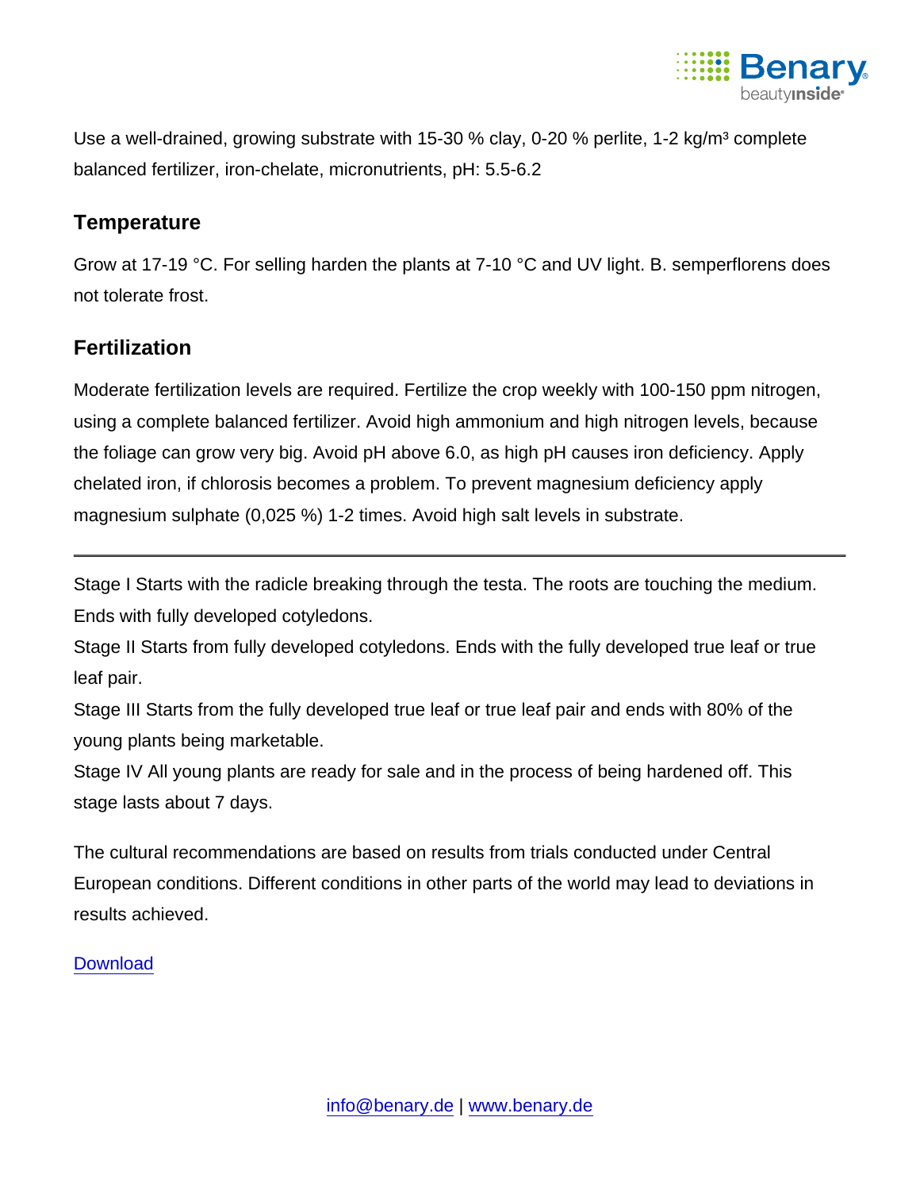Use a well-drained, growing substrate with 15-30 % clay, 0-20 % perlite, 1-2 kg/m³ complete balanced fertilizer, iron-chelate, micronutrients, pH: 5.5-6.2

## Temperature

Grow at 17-19 °C. For selling harden the plants at 7-10 °C and UV light. B. semperflorens does not tolerate frost.

## Fertilization

Moderate fertilization levels are required. Fertilize the crop weekly with 100-150 ppm nitrogen, using a complete balanced fertilizer. Avoid high ammonium and high nitrogen levels, because the foliage can grow very big. Avoid pH above 6.0, as high pH causes iron deficiency. Apply chelated iron, if chlorosis becomes a problem. To prevent magnesium deficiency apply magnesium sulphate (0,025 %) 1-2 times. Avoid high salt levels in substrate.

---

Stage I Starts with the radicle breaking through the testa. The roots are touching the medium. Ends with fully developed cotyledons.
Stage II Starts from fully developed cotyledons. Ends with the fully developed true leaf or true leaf pair.
Stage III Starts from the fully developed true leaf or true leaf pair and ends with 80% of the young plants being marketable.
Stage IV All young plants are ready for sale and in the process of being hardened off. This stage lasts about 7 days.

The cultural recommendations are based on results from trials conducted under Central European conditions. Different conditions in other parts of the world may lead to deviations in results achieved.

Download

info@benary.de | www.benary.de